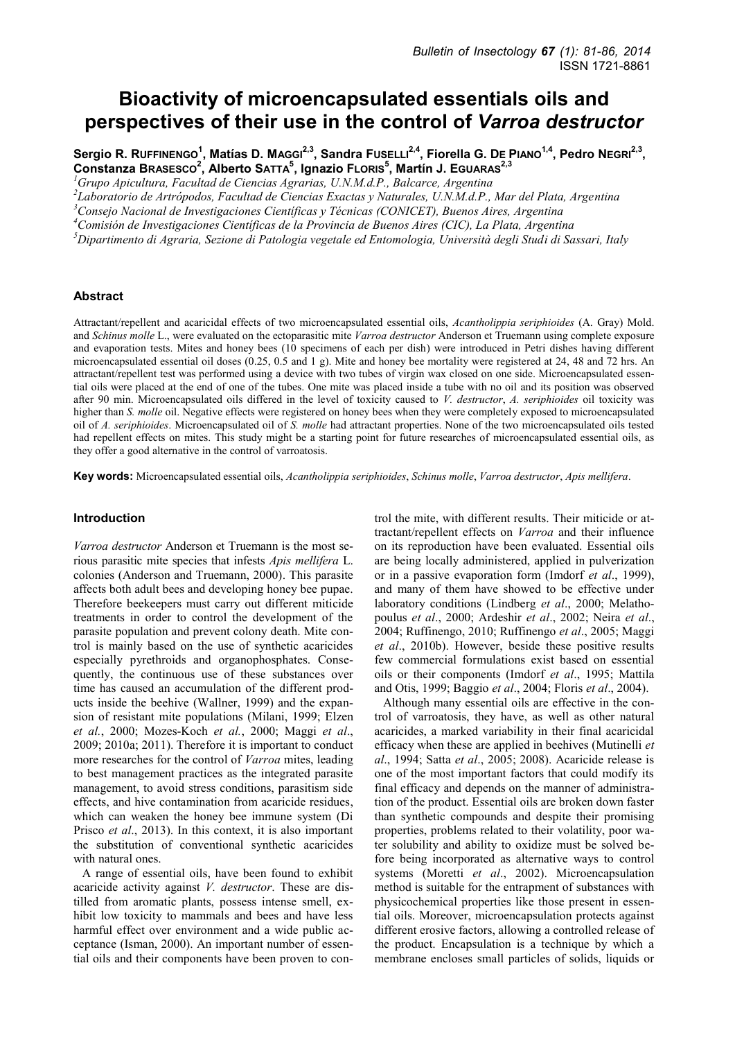# Bioactivity of microencapsulated essentials oils and perspectives of their use in the control of *Varroa destructor*

**Sergio R. RUFFINENGO[1], Matías D. MAGGI[2,3], Sandra FUSELLI[2,4], Fiorella G. DE PIANO[1,4], Pedro NEGRI[2,3], Constanza BRASESCO[2], Alberto SATTA[5], Ignazio FLORIS[5], Martín J. EGUARAS[2,3]**

[1]*Grupo Apicultura, Facultad de Ciencias Agrarias, U.N.M.d.P., Balcarce, Argentina*
[2]*Laboratorio de Artrópodos, Facultad de Ciencias Exactas y Naturales, U.N.M.d.P., Mar del Plata, Argentina*
[3]*Consejo Nacional de Investigaciones Científicas y Técnicas (CONICET), Buenos Aires, Argentina*
[4]*Comisión de Investigaciones Científicas de la Provincia de Buenos Aires (CIC), La Plata, Argentina*
[5]*Dipartimento di Agraria, Sezione di Patologia vegetale ed Entomologia, Università degli Studi di Sassari, Italy*

## Abstract

Attractant/repellent and acaricidal effects of two microencapsulated essential oils, *Acantholippia seriphioides* (A. Gray) Mold. and *Schinus molle* L., were evaluated on the ectoparasitic mite *Varroa destructor* Anderson et Truemann using complete exposure and evaporation tests. Mites and honey bees (10 specimens of each per dish) were introduced in Petri dishes having different microencapsulated essential oil doses (0.25, 0.5 and 1 g). Mite and honey bee mortality were registered at 24, 48 and 72 hrs. An attractant/repellent test was performed using a device with two tubes of virgin wax closed on one side. Microencapsulated essential oils were placed at the end of one of the tubes. One mite was placed inside a tube with no oil and its position was observed after 90 min. Microencapsulated oils differed in the level of toxicity caused to *V. destructor*, *A. seriphioides* oil toxicity was higher than *S. molle* oil. Negative effects were registered on honey bees when they were completely exposed to microencapsulated oil of *A. seriphioides*. Microencapsulated oil of *S. molle* had attractant properties. None of the two microencapsulated oils tested had repellent effects on mites. This study might be a starting point for future researches of microencapsulated essential oils, as they offer a good alternative in the control of varroatosis.

**Key words:** Microencapsulated essential oils, *Acantholippia seriphioides*, *Schinus molle*, *Varroa destructor*, *Apis mellifera*.

## Introduction

*Varroa destructor* Anderson et Truemann is the most serious parasitic mite species that infests *Apis mellifera* L. colonies (Anderson and Truemann, 2000). This parasite affects both adult bees and developing honey bee pupae. Therefore beekeepers must carry out different miticide treatments in order to control the development of the parasite population and prevent colony death. Mite control is mainly based on the use of synthetic acaricides especially pyrethroids and organophosphates. Consequently, the continuous use of these substances over time has caused an accumulation of the different products inside the beehive (Wallner, 1999) and the expansion of resistant mite populations (Milani, 1999; Elzen *et al*., 2000; Mozes-Koch *et al.*, 2000; Maggi *et al*., 2009; 2010a; 2011). Therefore it is important to conduct more researches for the control of *Varroa* mites, leading to best management practices as the integrated parasite management, to avoid stress conditions, parasitism side effects, and hive contamination from acaricide residues, which can weaken the honey bee immune system (Di Prisco *et al*., 2013). In this context, it is also important the substitution of conventional synthetic acaricides with natural ones.

A range of essential oils, have been found to exhibit acaricide activity against *V. destructor*. These are distilled from aromatic plants, possess intense smell, exhibit low toxicity to mammals and bees and have less harmful effect over environment and a wide public acceptance (Isman, 2000). An important number of essential oils and their components have been proven to control the mite, with different results. Their miticide or attractant/repellent effects on *Varroa* and their influence on its reproduction have been evaluated. Essential oils are being locally administered, applied in pulverization or in a passive evaporation form (Imdorf *et al*., 1999), and many of them have showed to be effective under laboratory conditions (Lindberg *et al*., 2000; Melathopoulus *et al*., 2000; Ardeshir *et al*., 2002; Neira *et al*., 2004; Ruffinengo, 2010; Ruffinengo *et al*., 2005; Maggi *et al*., 2010b). However, beside these positive results few commercial formulations exist based on essential oils or their components (Imdorf *et al*., 1995; Mattila and Otis, 1999; Baggio *et al*., 2004; Floris *et al*., 2004).

Although many essential oils are effective in the control of varroatosis, they have, as well as other natural acaricides, a marked variability in their final acaricidal efficacy when these are applied in beehives (Mutinelli *et al*., 1994; Satta *et al*., 2005; 2008). Acaricide release is one of the most important factors that could modify its final efficacy and depends on the manner of administration of the product. Essential oils are broken down faster than synthetic compounds and despite their promising properties, problems related to their volatility, poor water solubility and ability to oxidize must be solved before being incorporated as alternative ways to control systems (Moretti *et al*., 2002). Microencapsulation method is suitable for the entrapment of substances with physicochemical properties like those present in essential oils. Moreover, microencapsulation protects against different erosive factors, allowing a controlled release of the product. Encapsulation is a technique by which a membrane encloses small particles of solids, liquids or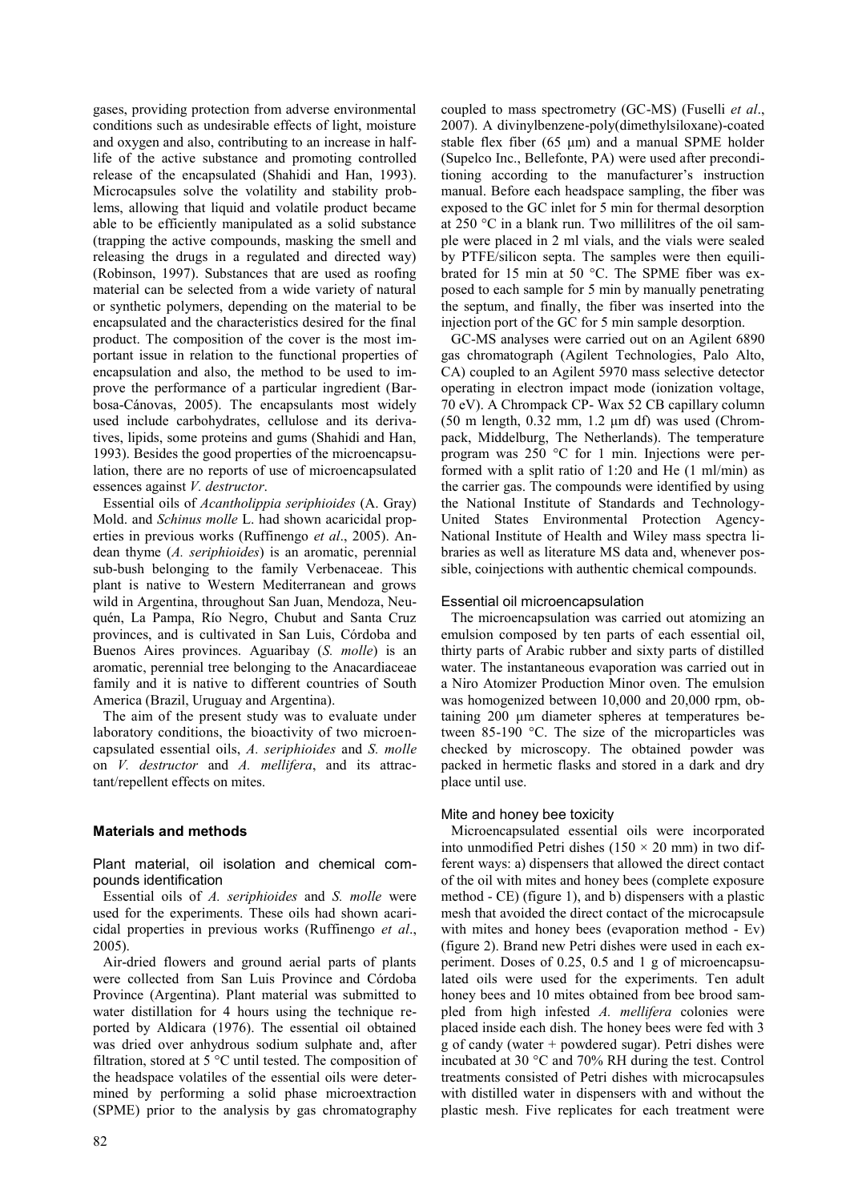gases, providing protection from adverse environmental conditions such as undesirable effects of light, moisture and oxygen and also, contributing to an increase in half-life of the active substance and promoting controlled release of the encapsulated (Shahidi and Han, 1993). Microcapsules solve the volatility and stability problems, allowing that liquid and volatile product became able to be efficiently manipulated as a solid substance (trapping the active compounds, masking the smell and releasing the drugs in a regulated and directed way) (Robinson, 1997). Substances that are used as roofing material can be selected from a wide variety of natural or synthetic polymers, depending on the material to be encapsulated and the characteristics desired for the final product. The composition of the cover is the most important issue in relation to the functional properties of encapsulation and also, the method to be used to improve the performance of a particular ingredient (Barbosa-Cánovas, 2005). The encapsulants most widely used include carbohydrates, cellulose and its derivatives, lipids, some proteins and gums (Shahidi and Han, 1993). Besides the good properties of the microencapsulation, there are no reports of use of microencapsulated essences against *V. destructor*.

Essential oils of *Acantholippia seriphioides* (A. Gray) Mold. and *Schinus molle* L. had shown acaricidal properties in previous works (Ruffinengo *et al*., 2005). Andean thyme (*A. seriphioides*) is an aromatic, perennial sub-bush belonging to the family Verbenaceae. This plant is native to Western Mediterranean and grows wild in Argentina, throughout San Juan, Mendoza, Neuquén, La Pampa, Río Negro, Chubut and Santa Cruz provinces, and is cultivated in San Luis, Córdoba and Buenos Aires provinces. Aguaribay (*S. molle*) is an aromatic, perennial tree belonging to the Anacardiaceae family and it is native to different countries of South America (Brazil, Uruguay and Argentina).

The aim of the present study was to evaluate under laboratory conditions, the bioactivity of two microencapsulated essential oils, *A. seriphioides* and *S. molle* on *V. destructor* and *A. mellifera*, and its attractant/repellent effects on mites.

## Materials and methods

### Plant material, oil isolation and chemical compounds identification

Essential oils of *A. seriphioides* and *S. molle* were used for the experiments. These oils had shown acaricidal properties in previous works (Ruffinengo *et al*., 2005).

Air-dried flowers and ground aerial parts of plants were collected from San Luis Province and Córdoba Province (Argentina). Plant material was submitted to water distillation for 4 hours using the technique reported by Aldicara (1976). The essential oil obtained was dried over anhydrous sodium sulphate and, after filtration, stored at 5 °C until tested. The composition of the headspace volatiles of the essential oils were determined by performing a solid phase microextraction (SPME) prior to the analysis by gas chromatography coupled to mass spectrometry (GC-MS) (Fuselli *et al*., 2007). A divinylbenzene-poly(dimethylsiloxane)-coated stable flex fiber (65 μm) and a manual SPME holder (Supelco Inc., Bellefonte, PA) were used after preconditioning according to the manufacturer's instruction manual. Before each headspace sampling, the fiber was exposed to the GC inlet for 5 min for thermal desorption at 250 °C in a blank run. Two millilitres of the oil sample were placed in 2 ml vials, and the vials were sealed by PTFE/silicon septa. The samples were then equilibrated for 15 min at 50 °C. The SPME fiber was exposed to each sample for 5 min by manually penetrating the septum, and finally, the fiber was inserted into the injection port of the GC for 5 min sample desorption.

GC-MS analyses were carried out on an Agilent 6890 gas chromatograph (Agilent Technologies, Palo Alto, CA) coupled to an Agilent 5970 mass selective detector operating in electron impact mode (ionization voltage, 70 eV). A Chrompack CP- Wax 52 CB capillary column (50 m length, 0.32 mm, 1.2 μm df) was used (Chrompack, Middelburg, The Netherlands). The temperature program was 250 °C for 1 min. Injections were performed with a split ratio of 1:20 and He (1 ml/min) as the carrier gas. The compounds were identified by using the National Institute of Standards and Technology-United States Environmental Protection Agency-National Institute of Health and Wiley mass spectra libraries as well as literature MS data and, whenever possible, coinjections with authentic chemical compounds.

### Essential oil microencapsulation

The microencapsulation was carried out atomizing an emulsion composed by ten parts of each essential oil, thirty parts of Arabic rubber and sixty parts of distilled water. The instantaneous evaporation was carried out in a Niro Atomizer Production Minor oven. The emulsion was homogenized between 10,000 and 20,000 rpm, obtaining 200 μm diameter spheres at temperatures between 85-190 °C. The size of the microparticles was checked by microscopy. The obtained powder was packed in hermetic flasks and stored in a dark and dry place until use.

### Mite and honey bee toxicity

Microencapsulated essential oils were incorporated into unmodified Petri dishes (150 × 20 mm) in two different ways: a) dispensers that allowed the direct contact of the oil with mites and honey bees (complete exposure method - CE) (figure 1), and b) dispensers with a plastic mesh that avoided the direct contact of the microcapsule with mites and honey bees (evaporation method - Ev) (figure 2). Brand new Petri dishes were used in each experiment. Doses of 0.25, 0.5 and 1 g of microencapsulated oils were used for the experiments. Ten adult honey bees and 10 mites obtained from bee brood sampled from high infested *A. mellifera* colonies were placed inside each dish. The honey bees were fed with 3 g of candy (water + powdered sugar). Petri dishes were incubated at 30 °C and 70% RH during the test. Control treatments consisted of Petri dishes with microcapsules with distilled water in dispensers with and without the plastic mesh. Five replicates for each treatment were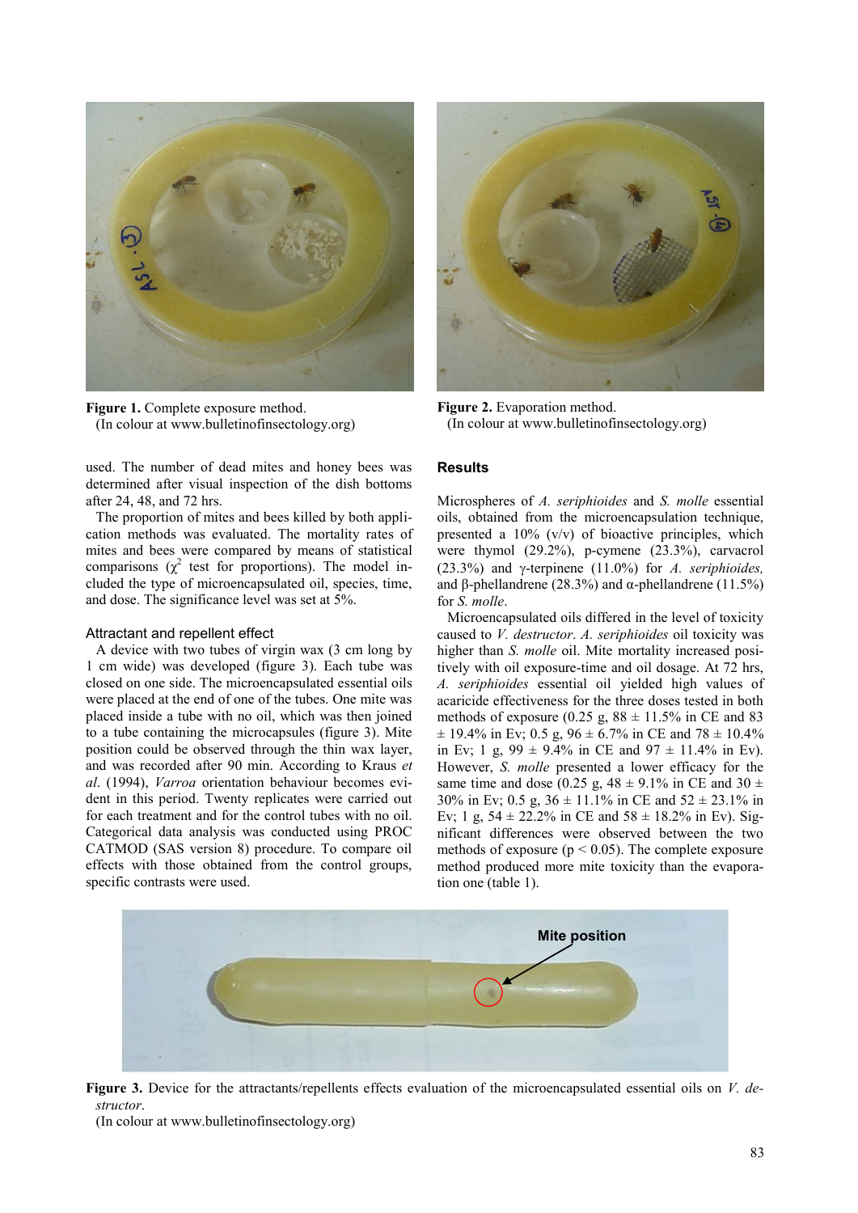Figure 1. Complete exposure method.
(In colour at www.bulletinofinsectology.org)

Figure 2. Evaporation method.
(In colour at www.bulletinofinsectology.org)

used. The number of dead mites and honey bees was determined after visual inspection of the dish bottoms after 24, 48, and 72 hrs.

The proportion of mites and bees killed by both application methods was evaluated. The mortality rates of mites and bees were compared by means of statistical comparisons ($\chi^2$ test for proportions). The model included the type of microencapsulated oil, species, time, and dose. The significance level was set at 5%.

### Attractant and repellent effect

A device with two tubes of virgin wax (3 cm long by 1 cm wide) was developed (figure 3). Each tube was closed on one side. The microencapsulated essential oils were placed at the end of one of the tubes. One mite was placed inside a tube with no oil, which was then joined to a tube containing the microcapsules (figure 3). Mite position could be observed through the thin wax layer, and was recorded after 90 min. According to Kraus *et al*. (1994), *Varroa* orientation behaviour becomes evident in this period. Twenty replicates were carried out for each treatment and for the control tubes with no oil. Categorical data analysis was conducted using PROC CATMOD (SAS version 8) procedure. To compare oil effects with those obtained from the control groups, specific contrasts were used.

## Results

Microspheres of *A. seriphioides* and *S. molle* essential oils, obtained from the microencapsulation technique, presented a 10% (v/v) of bioactive principles, which were thymol (29.2%), p-cymene (23.3%), carvacrol (23.3%) and γ-terpinene (11.0%) for *A. seriphioides,* and β-phellandrene (28.3%) and α-phellandrene (11.5%) for *S. molle*.

Microencapsulated oils differed in the level of toxicity caused to *V. destructor*. *A. seriphioides* oil toxicity was higher than *S. molle* oil. Mite mortality increased positively with oil exposure-time and oil dosage. At 72 hrs, *A. seriphioides* essential oil yielded high values of acaricide effectiveness for the three doses tested in both methods of exposure (0.25 g, 88 ± 11.5% in CE and 83 ± 19.4% in Ev; 0.5 g, 96 ± 6.7% in CE and 78 ± 10.4% in Ev; 1 g, 99 ± 9.4% in CE and 97 ± 11.4% in Ev). However, *S. molle* presented a lower efficacy for the same time and dose (0.25 g, 48 ± 9.1% in CE and 30 ± 30% in Ev; 0.5 g, 36 ± 11.1% in CE and 52 ± 23.1% in Ev; 1 g, 54 ± 22.2% in CE and 58 ± 18.2% in Ev). Significant differences were observed between the two methods of exposure ($p < 0.05$). The complete exposure method produced more mite toxicity than the evaporation one (table 1).

Figure 3. Device for the attractants/repellents effects evaluation of the microencapsulated essential oils on *V. destructor*.
(In colour at www.bulletinofinsectology.org)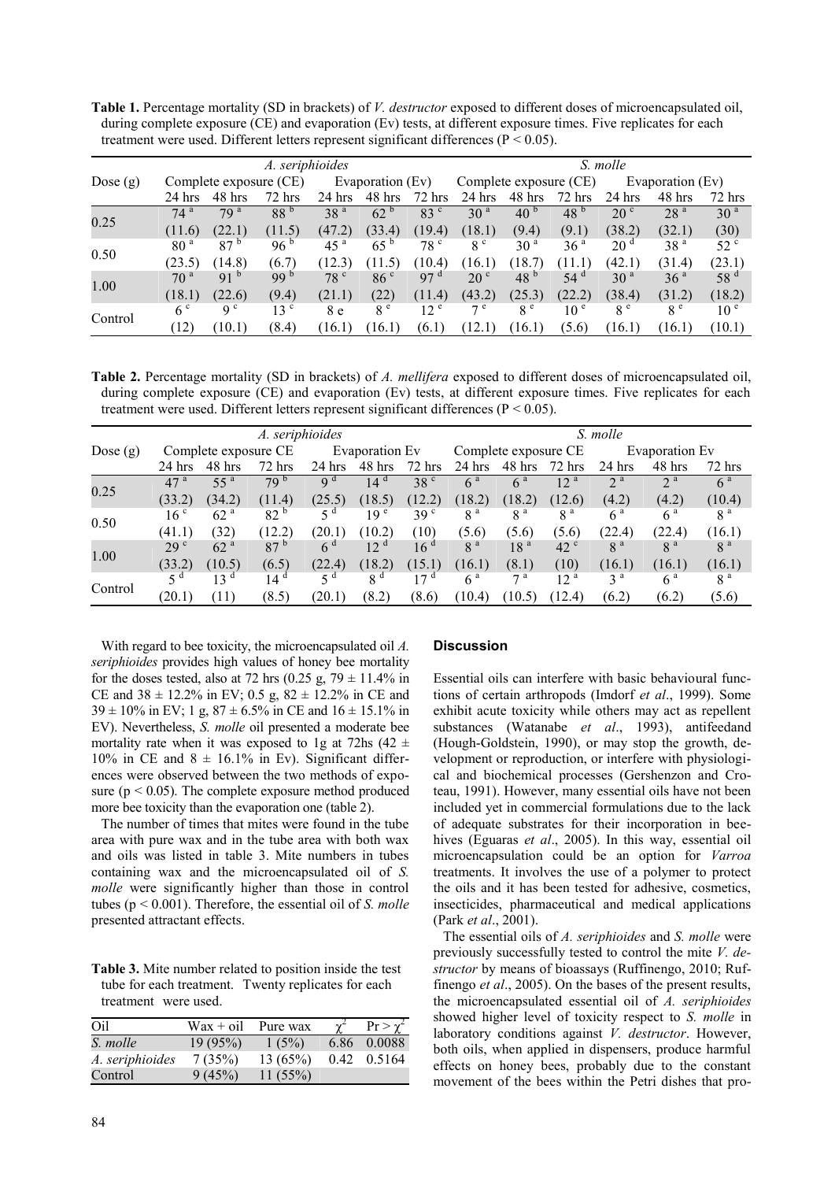**Table 1.** Percentage mortality (SD in brackets) of *V. destructor* exposed to different doses of microencapsulated oil, during complete exposure (CE) and evaporation (Ev) tests, at different exposure times. Five replicates for each treatment were used. Different letters represent significant differences (P < 0.05).

| | *A. seriphioides* | | | | | | *S. molle* | | | | | |
|---|---|---|---|---|---|---|---|---|---|---|---|---|
| Dose (g) | Complete exposure (CE) | | | Evaporation (Ev) | | | Complete exposure (CE) | | | Evaporation (Ev) | | |
| | 24 hrs | 48 hrs | 72 hrs | 24 hrs | 48 hrs | 72 hrs | 24 hrs | 48 hrs | 72 hrs | 24 hrs | 48 hrs | 72 hrs |
| 0.25 | 74 [a] (11.6) | 79 [a] (22.1) | 88 [b] (11.5) | 38 [a] (47.2) | 62 [b] (33.4) | 83 [c] (19.4) | 30 [a] (18.1) | 40 [b] (9.4) | 48 [b] (9.1) | 20 [c] (38.2) | 28 [a] (32.1) | 30 [a] (30) |
| 0.50 | 80 [a] (23.5) | 87 [b] (14.8) | 96 [b] (6.7) | 45 [a] (12.3) | 65 [b] (11.5) | 78 [c] (10.4) | 8 [c] (16.1) | 30 [a] (18.7) | 36 [a] (11.1) | 20 [d] (42.1) | 38 [a] (31.4) | 52 [c] (23.1) |
| 1.00 | 70 [a] (18.1) | 91 [b] (22.6) | 99 [b] (9.4) | 78 [c] (21.1) | 86 [c] (22) | 97 [d] (11.4) | 20 [c] (43.2) | 48 [b] (25.3) | 54 [d] (22.2) | 30 [a] (38.4) | 36 [a] (31.2) | 58 [d] (18.2) |
| Control | 6 [c] (12) | 9 [c] (10.1) | 13 [c] (8.4) | 8 e (16.1) | 8 [e] (16.1) | 12 [e] (6.1) | 7 [e] (12.1) | 8 [e] (16.1) | 10 [e] (5.6) | 8 [e] (16.1) | 8 [e] (16.1) | 10 [e] (10.1) |

**Table 2.** Percentage mortality (SD in brackets) of *A. mellifera* exposed to different doses of microencapsulated oil, during complete exposure (CE) and evaporation (Ev) tests, at different exposure times. Five replicates for each treatment were used. Different letters represent significant differences (P < 0.05).

| | *A. seriphioides* | | | | | | *S. molle* | | | | | |
|---|---|---|---|---|---|---|---|---|---|---|---|---|
| Dose (g) | Complete exposure CE | | | Evaporation Ev | | | Complete exposure CE | | | Evaporation Ev | | |
| | 24 hrs | 48 hrs | 72 hrs | 24 hrs | 48 hrs | 72 hrs | 24 hrs | 48 hrs | 72 hrs | 24 hrs | 48 hrs | 72 hrs |
| 0.25 | 47 [a] (33.2) | 55 [a] (34.2) | 79 [b] (11.4) | 9 [d] (25.5) | 14 [d] (18.5) | 38 [c] (12.2) | 6 [a] (18.2) | 6 [a] (18.2) | 12 [a] (12.6) | 2 [a] (4.2) | 2 [a] (4.2) | 6 [a] (10.4) |
| 0.50 | 16 [c] (41.1) | 62 [a] (32) | 82 [b] (12.2) | 5 [d] (20.1) | 19 [e] (10.2) | 39 [c] (10) | 8 [a] (5.6) | 8 [a] (5.6) | 8 [a] (5.6) | 6 [a] (22.4) | 6 [a] (22.4) | 8 [a] (16.1) |
| 1.00 | 29 [c] (33.2) | 62 [a] (10.5) | 87 [b] (6.5) | 6 [d] (22.4) | 12 [d] (18.2) | 16 [d] (15.1) | 8 [a] (16.1) | 18 [a] (8.1) | 42 [c] (10) | 8 [a] (16.1) | 8 [a] (16.1) | 8 [a] (16.1) |
| Control | 5 [d] (20.1) | 13 [d] (11) | 14 [d] (8.5) | 5 [d] (20.1) | 8 [d] (8.2) | 17 [d] (8.6) | 6 [a] (10.4) | 7 [a] (10.5) | 12 [a] (12.4) | 3 [a] (6.2) | 6 [a] (6.2) | 8 [a] (5.6) |

With regard to bee toxicity, the microencapsulated oil *A. seriphioides* provides high values of honey bee mortality for the doses tested, also at 72 hrs (0.25 g, 79 ± 11.4% in CE and 38 ± 12.2% in EV; 0.5 g, 82 ± 12.2% in CE and 39 ± 10% in EV; 1 g, 87 ± 6.5% in CE and 16 ± 15.1% in EV). Nevertheless, *S. molle* oil presented a moderate bee mortality rate when it was exposed to 1g at 72hs (42 ± 10% in CE and 8 ± 16.1% in Ev). Significant differences were observed between the two methods of exposure ($p < 0.05$). The complete exposure method produced more bee toxicity than the evaporation one (table 2).

The number of times that mites were found in the tube area with pure wax and in the tube area with both wax and oils was listed in table 3. Mite numbers in tubes containing wax and the microencapsulated oil of *S. molle* were significantly higher than those in control tubes ($p < 0.001$). Therefore, the essential oil of *S. molle* presented attractant effects.

**Table 3.** Mite number related to position inside the test tube for each treatment. Twenty replicates for each treatment were used.

| Oil | Wax + oil | Pure wax | $\chi^2$ | $Pr > \chi^2$ |
|---|---|---|---|---|
| *S. molle* | 19 (95%) | 1 (5%) | 6.86 | 0.0088 |
| *A. seriphioides* | 7 (35%) | 13 (65%) | 0.42 | 0.5164 |
| Control | 9 (45%) | 11 (55%) | | |

## Discussion

Essential oils can interfere with basic behavioural functions of certain arthropods (Imdorf *et al*., 1999). Some exhibit acute toxicity while others may act as repellent substances (Watanabe *et al*., 1993), antifeedand (Hough-Goldstein, 1990), or may stop the growth, development or reproduction, or interfere with physiological and biochemical processes (Gershenzon and Croteau, 1991). However, many essential oils have not been included yet in commercial formulations due to the lack of adequate substrates for their incorporation in beehives (Eguaras *et al*., 2005). In this way, essential oil microencapsulation could be an option for *Varroa* treatments. It involves the use of a polymer to protect the oils and it has been tested for adhesive, cosmetics, insecticides, pharmaceutical and medical applications (Park *et al*., 2001).

The essential oils of *A. seriphioides* and *S. molle* were previously successfully tested to control the mite *V. destructor* by means of bioassays (Ruffinengo, 2010; Ruffinengo *et al*., 2005). On the bases of the present results, the microencapsulated essential oil of *A. seriphioides* showed higher level of toxicity respect to *S. molle* in laboratory conditions against *V. destructor*. However, both oils, when applied in dispensers, produce harmful effects on honey bees, probably due to the constant movement of the bees within the Petri dishes that pro-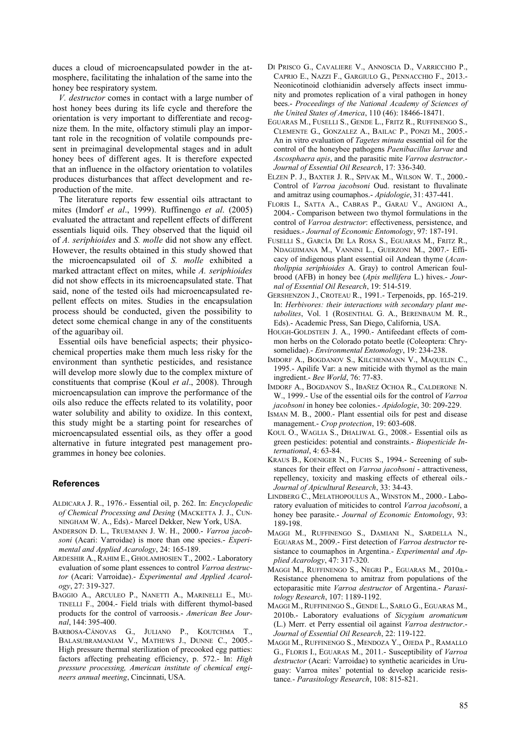duces a cloud of microencapsulated powder in the atmosphere, facilitating the inhalation of the same into the honey bee respiratory system.

*V. destructor* comes in contact with a large number of host honey bees during its life cycle and therefore the orientation is very important to differentiate and recognize them. In the mite, olfactory stimuli play an important role in the recognition of volatile compounds present in preimaginal developmental stages and in adult honey bees of different ages. It is therefore expected that an influence in the olfactory orientation to volatiles produces disturbances that affect development and reproduction of the mite.

The literature reports few essential oils attractant to mites (Imdorf *et al*., 1999). Ruffinengo *et al*. (2005) evaluated the attractant and repellent effects of different essentials liquid oils. They observed that the liquid oil of *A. seriphioides* and *S. molle* did not show any effect. However, the results obtained in this study showed that the microencapsulated oil of *S. molle* exhibited a marked attractant effect on mites, while *A. seriphioides* did not show effects in its microencapsulated state. That said, none of the tested oils had microencapsulated repellent effects on mites. Studies in the encapsulation process should be conducted, given the possibility to detect some chemical change in any of the constituents of the aguaribay oil.

Essential oils have beneficial aspects; their physicochemical properties make them much less risky for the environment than synthetic pesticides, and resistance will develop more slowly due to the complex mixture of constituents that comprise (Koul *et al*., 2008). Through microencapsulation can improve the performance of the oils also reduce the effects related to its volatility, poor water solubility and ability to oxidize. In this context, this study might be a starting point for researches of microencapsulated essential oils, as they offer a good alternative in future integrated pest management programmes in honey bee colonies.

## References

ALDICARA J. R., 1976.- Essential oil, p. 262. In: *Encyclopedic of Chemical Processing and Desing* (MACKETTA J. J., CUNNINGHAM W. A., Eds).- Marcel Dekker, New York, USA.

ANDERSON D. L., TRUEMANN J. W. H., 2000.- *Varroa jacobsoni* (Acari: Varroidae) is more than one species.- *Experimental and Applied Acarology*, 24: 165-189.

ARDESHIR A., RAHIM E., GHOLAMHOSIEN T., 2002.- Laboratory evaluation of some plant essences to control *Varroa destructor* (Acari: Varroidae).- *Experimental and Applied Acarology*, 27: 319-327.

BAGGIO A., ARCULEO P., NANETTI A., MARINELLI E., MUTINELLI F., 2004.- Field trials with different thymol-based products for the control of varroosis.- *American Bee Journal*, 144: 395-400.

BARBOSA-CÁNOVAS G., JULIANO P., KOUTCHMA T., BALASUBRAMANIAM V., MATHEWS J., DUNNE C., 2005.- High pressure thermal sterilization of precooked egg patties: factors affecting preheating efficiency, p. 572.- In: *High pressure processing, American institute of chemical engineers annual meeting*, Cincinnati, USA.

DI PRISCO G., CAVALIERE V., ANNOSCIA D., VARRICCHIO P., CAPRIO E., NAZZI F., GARGIULO G., PENNACCHIO F., 2013.- Neonicotinoid clothianidin adversely affects insect immunity and promotes replication of a viral pathogen in honey bees.- *Proceedings of the National Academy of Sciences of the United States of America*, 110 (46): 18466-18471.

EGUARAS M., FUSELLI S., GENDE L., FRITZ R., RUFFINENGO S., CLEMENTE G., GONZALEZ A., BAILAC P., PONZI M., 2005.- An in vitro evaluation of *Tagetes minuta* essential oil for the control of the honeybee pathogens *Paenibacillus larvae* and *Ascosphaera apis*, and the parasitic mite *Varroa destructor*.- *Journal of Essential Oil Research*, 17: 336-340.

ELZEN P. J., BAXTER J. R., SPIVAK M., WILSON W. T., 2000.- Control of *Varroa jacobsoni* Oud. resistant to fluvalinate and amitraz using coumaphos.- *Apidologie*, 31: 437-441.

FLORIS I., SATTA A., CABRAS P., GARAU V., ANGIONI A., 2004.- Comparison between two thymol formulations in the control of *Varroa destructor*: effectiveness, persistence, and residues.- *Journal of Economic Entomology*, 97: 187-191.

FUSELLI S., GARCÍA DE LA ROSA S., EGUARAS M., FRITZ R., NDAGIJIMANA M., VANNINI L., GUERZONI M., 2007.- Efficacy of indigenous plant essential oil Andean thyme (*Acantholippia seriphioides* A. Gray) to control American foulbrood (AFB) in honey bee (*Apis mellifera* L.) hives.- *Journal of Essential Oil Research*, 19: 514-519.

GERSHENZON J., CROTEAU R., 1991.- Terpenoids, pp. 165-219. In: *Herbivores: their interactions with secondary plant metabolites*, Vol. 1 (ROSENTHAL G. A., BERENBAUM M. R., Eds).- Academic Press, San Diego, California, USA.

HOUGH-GOLDSTEIN J. A., 1990.- Antifeedant effects of common herbs on the Colorado potato beetle (Coleoptera: Chrysomelidae).- *Environmental Entomology*, 19: 234-238.

IMDORF A., BOGDANOV S., KILCHENMANN V., MAQUELIN C., 1995.- Apilife Var: a new miticide with thymol as the main ingredient.- *Bee World*, 76: 77-83.

IMDORF A., BOGDANOV S., IBAÑEZ OCHOA R., CALDERONE N. W., 1999.- Use of the essential oils for the control of *Varroa jacobsoni* in honey bee colonies.- *Apidologie*, 30: 209-229.

ISMAN M. B., 2000.- Plant essential oils for pest and disease management.- *Crop protection*, 19: 603-608.

KOUL O., WAGLIA S., DHALIWAL G., 2008.- Essential oils as green pesticides: potential and constraints.- *Biopesticide International*, 4: 63-84.

KRAUS B., KOENIGER N., FUCHS S., 1994.- Screening of substances for their effect on *Varroa jacobsoni* - attractiveness, repellency, toxicity and masking effects of ethereal oils.- *Journal of Apicultural Research*, 33: 34-43.

LINDBERG C., MELATHOPOULUS A., WINSTON M., 2000.- Laboratory evaluation of miticides to control *Varroa jacobsoni*, a honey bee parasite.- *Journal of Economic Entomology*, 93: 189-198.

MAGGI M., RUFFINENGO S., DAMIANI N., SARDELLA N., EGUARAS M., 2009.- First detection of *Varroa destructor* resistance to coumaphos in Argentina.- *Experimental and Applied Acarology*, 47: 317-320.

MAGGI M., RUFFINENGO S., NEGRI P., EGUARAS M., 2010a.- Resistance phenomena to amitraz from populations of the ectoparasitic mite *Varroa destructor* of Argentina.- *Parasitology Research*, 107: 1189-1192.

MAGGI M., RUFFINENGO S., GENDE L., SARLO G., EGUARAS M., 2010b.- Laboratory evaluations of *Sicygium aromaticum* (L.) Merr. et Perry essential oil against *Varroa destructor*.- *Journal of Essential Oil Research*, 22: 119-122.

MAGGI M., RUFFINENGO S., MENDOZA Y., OJEDA P., RAMALLO G., FLORIS I., EGUARAS M., 2011.- Susceptibility of *Varroa destructor* (Acari: Varroidae) to synthetic acaricides in Uruguay: Varroa mites' potential to develop acaricide resistance.- *Parasitology Research*, 108: 815-821.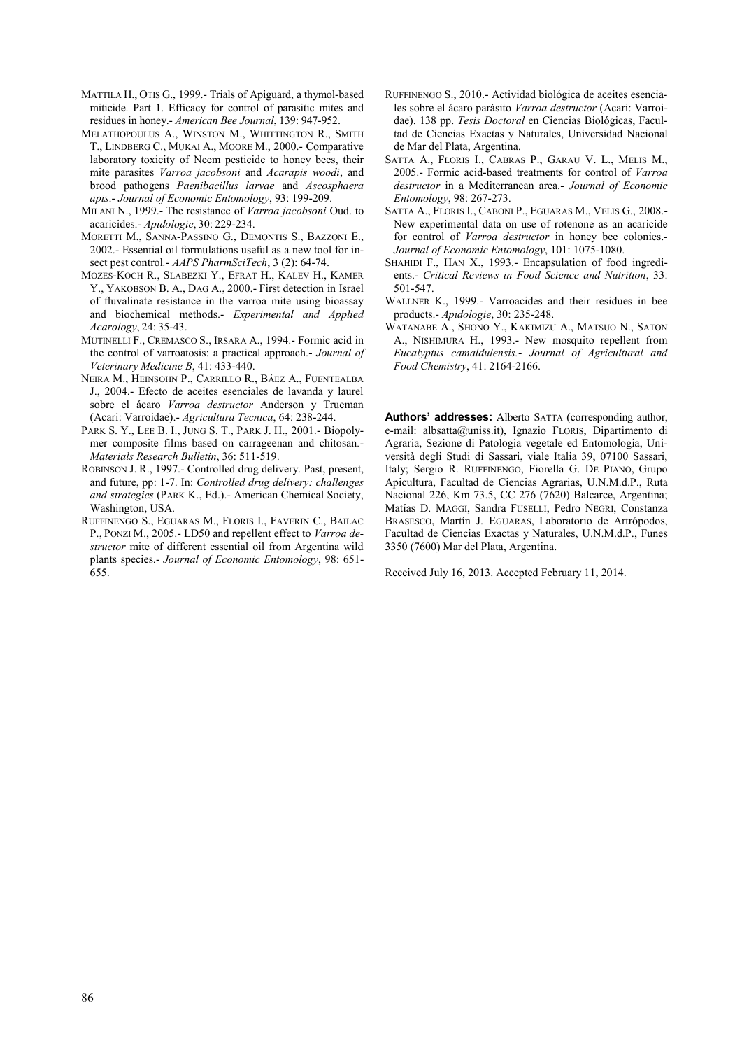MATTILA H., OTIS G., 1999.- Trials of Apiguard, a thymol-based miticide. Part 1. Efficacy for control of parasitic mites and residues in honey.- *American Bee Journal*, 139: 947-952.

MELATHOPOULUS A., WINSTON M., WHITTINGTON R., SMITH T., LINDBERG C., MUKAI A., MOORE M., 2000.- Comparative laboratory toxicity of Neem pesticide to honey bees, their mite parasites *Varroa jacobsoni* and *Acarapis woodi*, and brood pathogens *Paenibacillus larvae* and *Ascosphaera apis*.- *Journal of Economic Entomology*, 93: 199-209.

MILANI N., 1999.- The resistance of *Varroa jacobsoni* Oud. to acaricides.- *Apidologie*, 30: 229-234.

MORETTI M., SANNA-PASSINO G., DEMONTIS S., BAZZONI E., 2002.- Essential oil formulations useful as a new tool for insect pest control.- *AAPS PharmSciTech*, 3 (2): 64-74.

MOZES-KOCH R., SLABEZKI Y., EFRAT H., KALEV H., KAMER Y., YAKOBSON B. A., DAG A., 2000.- First detection in Israel of fluvalinate resistance in the varroa mite using bioassay and biochemical methods.- *Experimental and Applied Acarology*, 24: 35-43.

MUTINELLI F., CREMASCO S., IRSARA A., 1994.- Formic acid in the control of varroatosis: a practical approach.- *Journal of Veterinary Medicine B*, 41: 433-440.

NEIRA M., HEINSOHN P., CARRILLO R., BÁEZ A., FUENTEALBA J., 2004.- Efecto de aceites esenciales de lavanda y laurel sobre el ácaro *Varroa destructor* Anderson y Trueman (Acari: Varroidae).- *Agricultura Tecnica*, 64: 238-244.

PARK S. Y., LEE B. I., JUNG S. T., PARK J. H., 2001.- Biopolymer composite films based on carrageenan and chitosan.- *Materials Research Bulletin*, 36: 511-519.

ROBINSON J. R., 1997.- Controlled drug delivery. Past, present, and future, pp: 1-7. In: *Controlled drug delivery: challenges and strategies* (PARK K., Ed.).- American Chemical Society, Washington, USA.

RUFFINENGO S., EGUARAS M., FLORIS I., FAVERIN C., BAILAC P., PONZI M., 2005.- LD50 and repellent effect to *Varroa destructor* mite of different essential oil from Argentina wild plants species.- *Journal of Economic Entomology*, 98: 651-655.

RUFFINENGO S., 2010.- Actividad biológica de aceites esenciales sobre el ácaro parásito *Varroa destructor* (Acari: Varroidae). 138 pp. *Tesis Doctoral* en Ciencias Biológicas, Facultad de Ciencias Exactas y Naturales, Universidad Nacional de Mar del Plata, Argentina.

SATTA A., FLORIS I., CABRAS P., GARAU V. L., MELIS M., 2005.- Formic acid-based treatments for control of *Varroa destructor* in a Mediterranean area.- *Journal of Economic Entomology*, 98: 267-273.

SATTA A., FLORIS I., CABONI P., EGUARAS M., VELIS G., 2008.- New experimental data on use of rotenone as an acaricide for control of *Varroa destructor* in honey bee colonies.- *Journal of Economic Entomology*, 101: 1075-1080.

SHAHIDI F., HAN X., 1993.- Encapsulation of food ingredients.- *Critical Reviews in Food Science and Nutrition*, 33: 501-547.

WALLNER K., 1999.- Varroacides and their residues in bee products.- *Apidologie*, 30: 235-248.

WATANABE A., SHONO Y., KAKIMIZU A., MATSUO N., SATON A., NISHIMURA H., 1993.- New mosquito repellent from *Eucalyptus camaldulensis*.- *Journal of Agricultural and Food Chemistry*, 41: 2164-2166.

**Authors' addresses:** Alberto SATTA (corresponding author, e-mail: albsatta@uniss.it), Ignazio FLORIS, Dipartimento di Agraria, Sezione di Patologia vegetale ed Entomologia, Università degli Studi di Sassari, viale Italia 39, 07100 Sassari, Italy; Sergio R. RUFFINENGO, Fiorella G. DE PIANO, Grupo Apicultura, Facultad de Ciencias Agrarias, U.N.M.d.P., Ruta Nacional 226, Km 73.5, CC 276 (7620) Balcarce, Argentina; Matías D. MAGGI, Sandra FUSELLI, Pedro NEGRI, Constanza BRASESCO, Martín J. EGUARAS, Laboratorio de Artrópodos, Facultad de Ciencias Exactas y Naturales, U.N.M.d.P., Funes 3350 (7600) Mar del Plata, Argentina.

Received July 16, 2013. Accepted February 11, 2014.